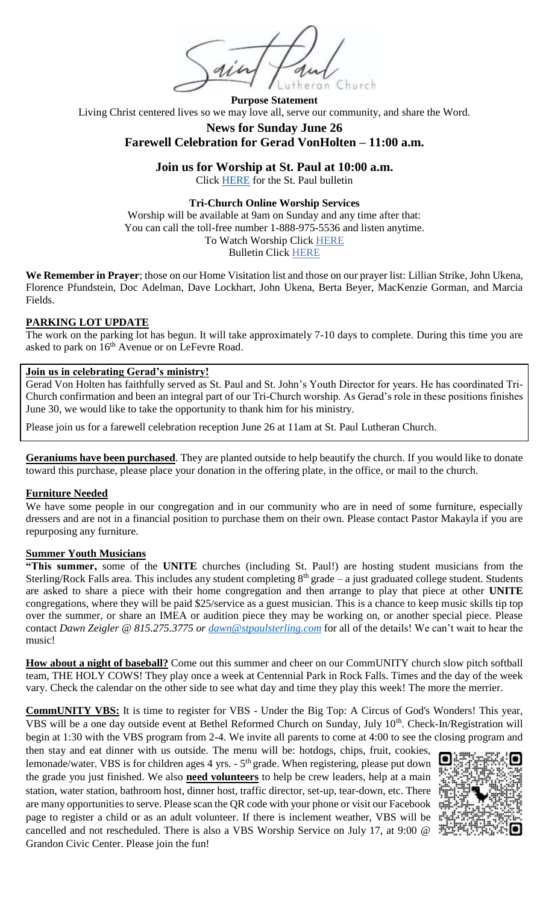Saint Paul Lutheran Church

**Purpose Statement**

Living Christ centered lives so we may love all, serve our community, and share the Word.

## News for Sunday June 26

## Farewell Celebration for Gerad VonHolten – 11:00 a.m.

### Join us for Worship at St. Paul at 10:00 a.m.

Click HERE for the St. Paul bulletin

**Tri-Church Online Worship Services**

Worship will be available at 9am on Sunday and any time after that:
You can call the toll-free number 1-888-975-5536 and listen anytime.
To Watch Worship Click HERE
Bulletin Click HERE

**We Remember in Prayer**; those on our Home Visitation list and those on our prayer list: Lillian Strike, John Ukena, Florence Pfundstein, Doc Adelman, Dave Lockhart, John Ukena, Berta Beyer, MacKenzie Gorman, and Marcia Fields.

**PARKING LOT UPDATE**

The work on the parking lot has begun. It will take approximately 7-10 days to complete. During this time you are asked to park on 16th Avenue or on LeFevre Road.

**Join us in celebrating Gerad's ministry!**

Gerad Von Holten has faithfully served as St. Paul and St. John's Youth Director for years. He has coordinated Tri-Church confirmation and been an integral part of our Tri-Church worship. As Gerad's role in these positions finishes June 30, we would like to take the opportunity to thank him for his ministry.

Please join us for a farewell celebration reception June 26 at 11am at St. Paul Lutheran Church.

**Geraniums have been purchased**. They are planted outside to help beautify the church. If you would like to donate toward this purchase, please place your donation in the offering plate, in the office, or mail to the church.

**Furniture Needed**

We have some people in our congregation and in our community who are in need of some furniture, especially dressers and are not in a financial position to purchase them on their own. Please contact Pastor Makayla if you are repurposing any furniture.

**Summer Youth Musicians**

**"This summer,** some of the **UNITE** churches (including St. Paul!) are hosting student musicians from the Sterling/Rock Falls area. This includes any student completing 8th grade – a just graduated college student. Students are asked to share a piece with their home congregation and then arrange to play that piece at other **UNITE** congregations, where they will be paid $25/service as a guest musician. This is a chance to keep music skills tip top over the summer, or share an IMEA or audition piece they may be working on, or another special piece. Please contact *Dawn Zeigler @ 815.275.3775 or dawn@stpaulsterling.com* for all of the details! We can't wait to hear the music!

**How about a night of baseball?** Come out this summer and cheer on our CommUNITY church slow pitch softball team, THE HOLY COWS! They play once a week at Centennial Park in Rock Falls. Times and the day of the week vary. Check the calendar on the other side to see what day and time they play this week! The more the merrier.

**CommUNITY VBS:** It is time to register for VBS - Under the Big Top: A Circus of God's Wonders! This year, VBS will be a one day outside event at Bethel Reformed Church on Sunday, July 10th. Check-In/Registration will begin at 1:30 with the VBS program from 2-4. We invite all parents to come at 4:00 to see the closing program and then stay and eat dinner with us outside. The menu will be: hotdogs, chips, fruit, cookies, lemonade/water. VBS is for children ages 4 yrs. - 5th grade. When registering, please put down the grade you just finished. We also **need volunteers** to help be crew leaders, help at a main station, water station, bathroom host, dinner host, traffic director, set-up, tear-down, etc. There are many opportunities to serve. Please scan the QR code with your phone or visit our Facebook page to register a child or as an adult volunteer. If there is inclement weather, VBS will be cancelled and not rescheduled. There is also a VBS Worship Service on July 17, at 9:00 @ Grandon Civic Center. Please join the fun!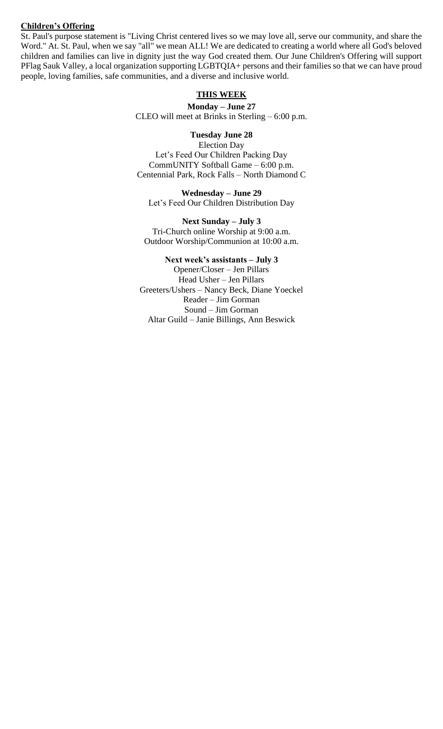**Children's Offering**

St. Paul's purpose statement is "Living Christ centered lives so we may love all, serve our community, and share the Word." At. St. Paul, when we say "all" we mean ALL! We are dedicated to creating a world where all God's beloved children and families can live in dignity just the way God created them. Our June Children's Offering will support PFlag Sauk Valley, a local organization supporting LGBTQIA+ persons and their families so that we can have proud people, loving families, safe communities, and a diverse and inclusive world.

## THIS WEEK

**Monday – June 27**
CLEO will meet at Brinks in Sterling – 6:00 p.m.

**Tuesday June 28**
Election Day
Let's Feed Our Children Packing Day
CommUNITY Softball Game – 6:00 p.m.
Centennial Park, Rock Falls – North Diamond C

**Wednesday – June 29**
Let's Feed Our Children Distribution Day

**Next Sunday – July 3**
Tri-Church online Worship at 9:00 a.m.
Outdoor Worship/Communion at 10:00 a.m.

**Next week's assistants – July 3**
Opener/Closer – Jen Pillars
Head Usher – Jen Pillars
Greeters/Ushers – Nancy Beck, Diane Yoeckel
Reader – Jim Gorman
Sound – Jim Gorman
Altar Guild – Janie Billings, Ann Beswick